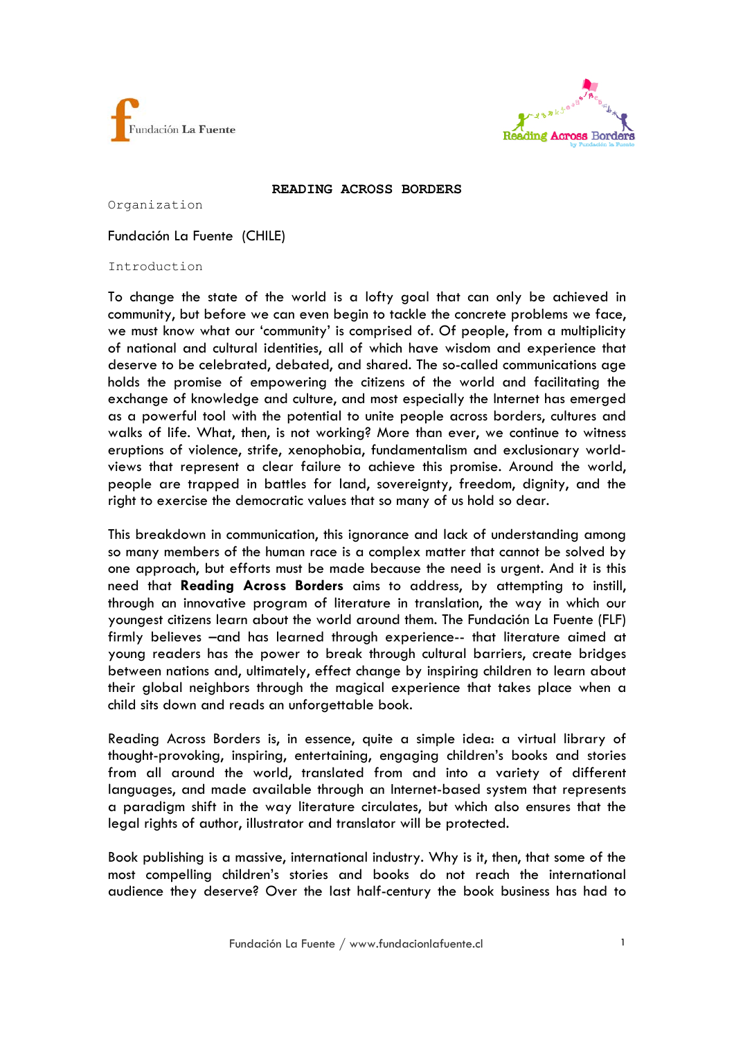# READING ACROSS BORDERS

## Organization

Fundación La Fuente (CHILE)

## Introduction

To change the state of the world is a lofty goal that can only be achieved in community, but before we can even begin to tackle the concrete problems we face, we must know what our 'community' is comprised of. Of people, from a multiplicity of national and cultural identities, all of which have wisdom and experience that deserve to be celebrated, debated, and shared. The so-called communications age holds the promise of empowering the citizens of the world and facilitating the exchange of knowledge and culture, and most especially the Internet has emerged as a powerful tool with the potential to unite people across borders, cultures and walks of life. What, then, is not working? More than ever, we continue to witness eruptions of violence, strife, xenophobia, fundamentalism and exclusionary world-views that represent a clear failure to achieve this promise. Around the world, people are trapped in battles for land, sovereignty, freedom, dignity, and the right to exercise the democratic values that so many of us hold so dear.

This breakdown in communication, this ignorance and lack of understanding among so many members of the human race is a complex matter that cannot be solved by one approach, but efforts must be made because the need is urgent. And it is this need that **Reading Across Borders** aims to address, by attempting to instill, through an innovative program of literature in translation, the way in which our youngest citizens learn about the world around them. The Fundación La Fuente (FLF) firmly believes –and has learned through experience-- that literature aimed at young readers has the power to break through cultural barriers, create bridges between nations and, ultimately, effect change by inspiring children to learn about their global neighbors through the magical experience that takes place when a child sits down and reads an unforgettable book.

Reading Across Borders is, in essence, quite a simple idea: a virtual library of thought-provoking, inspiring, entertaining, engaging children's books and stories from all around the world, translated from and into a variety of different languages, and made available through an Internet-based system that represents a paradigm shift in the way literature circulates, but which also ensures that the legal rights of author, illustrator and translator will be protected.

Book publishing is a massive, international industry. Why is it, then, that some of the most compelling children's stories and books do not reach the international audience they deserve? Over the last half-century the book business has had to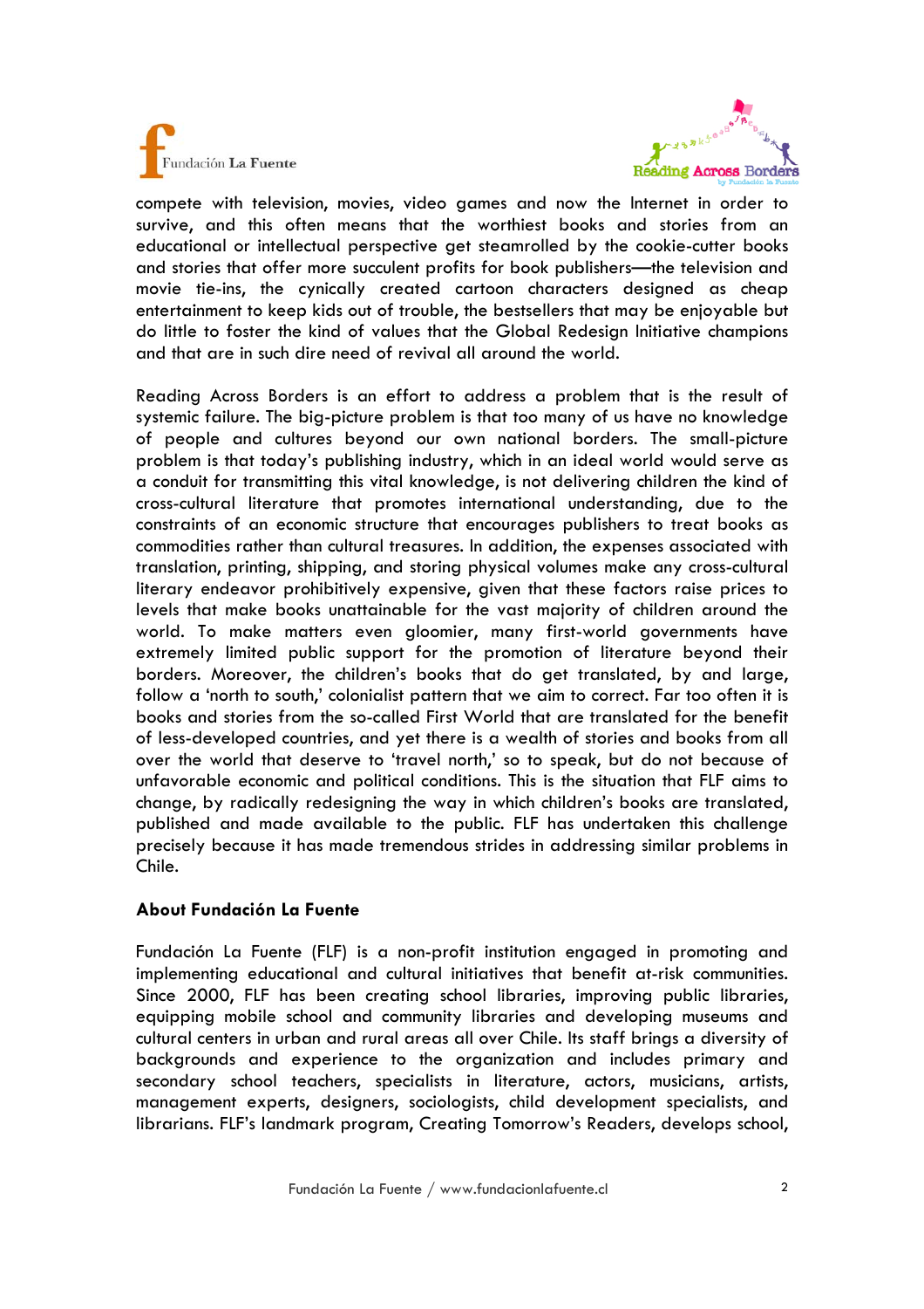compete with television, movies, video games and now the Internet in order to survive, and this often means that the worthiest books and stories from an educational or intellectual perspective get steamrolled by the cookie-cutter books and stories that offer more succulent profits for book publishers—the television and movie tie-ins, the cynically created cartoon characters designed as cheap entertainment to keep kids out of trouble, the bestsellers that may be enjoyable but do little to foster the kind of values that the Global Redesign Initiative champions and that are in such dire need of revival all around the world.

Reading Across Borders is an effort to address a problem that is the result of systemic failure. The big-picture problem is that too many of us have no knowledge of people and cultures beyond our own national borders. The small-picture problem is that today's publishing industry, which in an ideal world would serve as a conduit for transmitting this vital knowledge, is not delivering children the kind of cross-cultural literature that promotes international understanding, due to the constraints of an economic structure that encourages publishers to treat books as commodities rather than cultural treasures. In addition, the expenses associated with translation, printing, shipping, and storing physical volumes make any cross-cultural literary endeavor prohibitively expensive, given that these factors raise prices to levels that make books unattainable for the vast majority of children around the world. To make matters even gloomier, many first-world governments have extremely limited public support for the promotion of literature beyond their borders. Moreover, the children's books that do get translated, by and large, follow a 'north to south,' colonialist pattern that we aim to correct. Far too often it is books and stories from the so-called First World that are translated for the benefit of less-developed countries, and yet there is a wealth of stories and books from all over the world that deserve to 'travel north,' so to speak, but do not because of unfavorable economic and political conditions. This is the situation that FLF aims to change, by radically redesigning the way in which children's books are translated, published and made available to the public. FLF has undertaken this challenge precisely because it has made tremendous strides in addressing similar problems in Chile.

**About Fundación La Fuente**

Fundación La Fuente (FLF) is a non-profit institution engaged in promoting and implementing educational and cultural initiatives that benefit at-risk communities. Since 2000, FLF has been creating school libraries, improving public libraries, equipping mobile school and community libraries and developing museums and cultural centers in urban and rural areas all over Chile. Its staff brings a diversity of backgrounds and experience to the organization and includes primary and secondary school teachers, specialists in literature, actors, musicians, artists, management experts, designers, sociologists, child development specialists, and librarians. FLF's landmark program, Creating Tomorrow's Readers, develops school,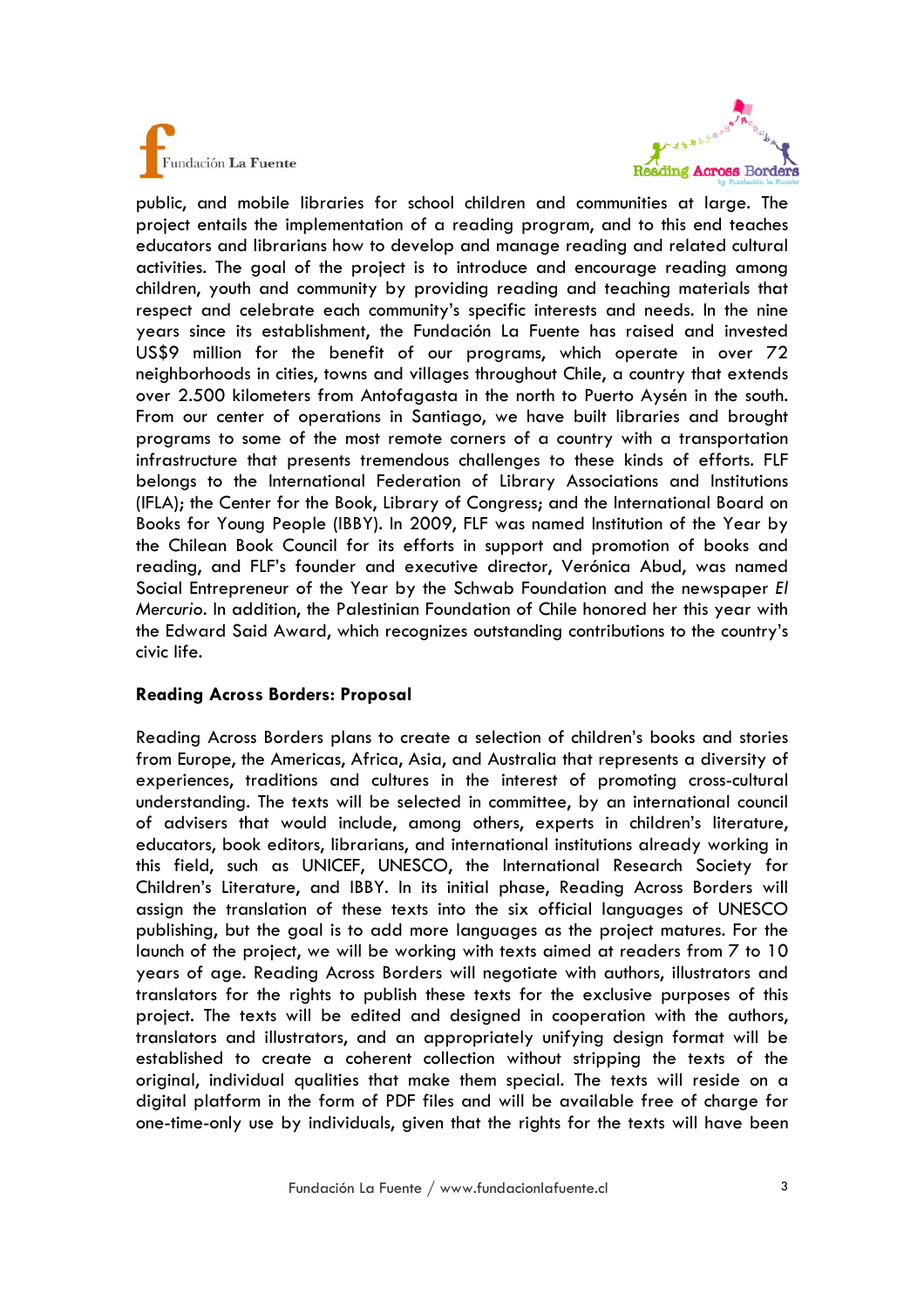public, and mobile libraries for school children and communities at large. The project entails the implementation of a reading program, and to this end teaches educators and librarians how to develop and manage reading and related cultural activities. The goal of the project is to introduce and encourage reading among children, youth and community by providing reading and teaching materials that respect and celebrate each community's specific interests and needs. In the nine years since its establishment, the Fundación La Fuente has raised and invested US$9 million for the benefit of our programs, which operate in over 72 neighborhoods in cities, towns and villages throughout Chile, a country that extends over 2.500 kilometers from Antofagasta in the north to Puerto Aysén in the south. From our center of operations in Santiago, we have built libraries and brought programs to some of the most remote corners of a country with a transportation infrastructure that presents tremendous challenges to these kinds of efforts. FLF belongs to the International Federation of Library Associations and Institutions (IFLA); the Center for the Book, Library of Congress; and the International Board on Books for Young People (IBBY). In 2009, FLF was named Institution of the Year by the Chilean Book Council for its efforts in support and promotion of books and reading, and FLF's founder and executive director, Verónica Abud, was named Social Entrepreneur of the Year by the Schwab Foundation and the newspaper *El Mercurio*. In addition, the Palestinian Foundation of Chile honored her this year with the Edward Said Award, which recognizes outstanding contributions to the country's civic life.

**Reading Across Borders: Proposal**

Reading Across Borders plans to create a selection of children's books and stories from Europe, the Americas, Africa, Asia, and Australia that represents a diversity of experiences, traditions and cultures in the interest of promoting cross-cultural understanding. The texts will be selected in committee, by an international council of advisers that would include, among others, experts in children's literature, educators, book editors, librarians, and international institutions already working in this field, such as UNICEF, UNESCO, the International Research Society for Children's Literature, and IBBY. In its initial phase, Reading Across Borders will assign the translation of these texts into the six official languages of UNESCO publishing, but the goal is to add more languages as the project matures. For the launch of the project, we will be working with texts aimed at readers from 7 to 10 years of age. Reading Across Borders will negotiate with authors, illustrators and translators for the rights to publish these texts for the exclusive purposes of this project. The texts will be edited and designed in cooperation with the authors, translators and illustrators, and an appropriately unifying design format will be established to create a coherent collection without stripping the texts of the original, individual qualities that make them special. The texts will reside on a digital platform in the form of PDF files and will be available free of charge for one-time-only use by individuals, given that the rights for the texts will have been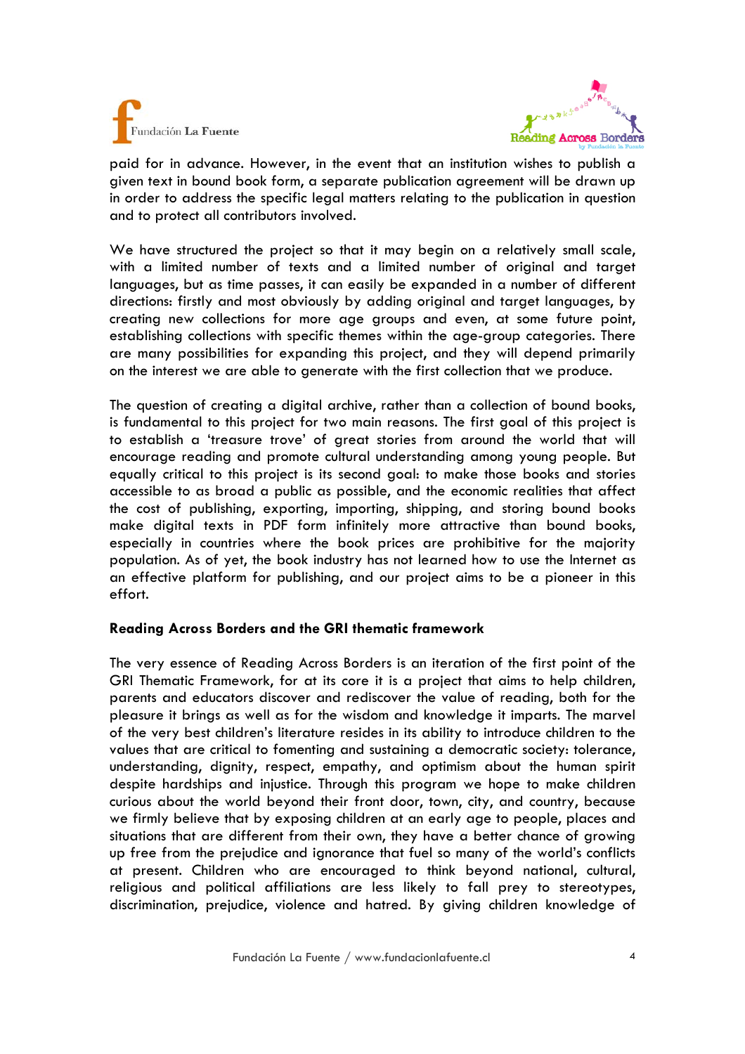paid for in advance. However, in the event that an institution wishes to publish a given text in bound book form, a separate publication agreement will be drawn up in order to address the specific legal matters relating to the publication in question and to protect all contributors involved.

We have structured the project so that it may begin on a relatively small scale, with a limited number of texts and a limited number of original and target languages, but as time passes, it can easily be expanded in a number of different directions: firstly and most obviously by adding original and target languages, by creating new collections for more age groups and even, at some future point, establishing collections with specific themes within the age-group categories. There are many possibilities for expanding this project, and they will depend primarily on the interest we are able to generate with the first collection that we produce.

The question of creating a digital archive, rather than a collection of bound books, is fundamental to this project for two main reasons. The first goal of this project is to establish a 'treasure trove' of great stories from around the world that will encourage reading and promote cultural understanding among young people. But equally critical to this project is its second goal: to make those books and stories accessible to as broad a public as possible, and the economic realities that affect the cost of publishing, exporting, importing, shipping, and storing bound books make digital texts in PDF form infinitely more attractive than bound books, especially in countries where the book prices are prohibitive for the majority population. As of yet, the book industry has not learned how to use the Internet as an effective platform for publishing, and our project aims to be a pioneer in this effort.

**Reading Across Borders and the GRI thematic framework**

The very essence of Reading Across Borders is an iteration of the first point of the GRI Thematic Framework, for at its core it is a project that aims to help children, parents and educators discover and rediscover the value of reading, both for the pleasure it brings as well as for the wisdom and knowledge it imparts. The marvel of the very best children's literature resides in its ability to introduce children to the values that are critical to fomenting and sustaining a democratic society: tolerance, understanding, dignity, respect, empathy, and optimism about the human spirit despite hardships and injustice. Through this program we hope to make children curious about the world beyond their front door, town, city, and country, because we firmly believe that by exposing children at an early age to people, places and situations that are different from their own, they have a better chance of growing up free from the prejudice and ignorance that fuel so many of the world's conflicts at present. Children who are encouraged to think beyond national, cultural, religious and political affiliations are less likely to fall prey to stereotypes, discrimination, prejudice, violence and hatred. By giving children knowledge of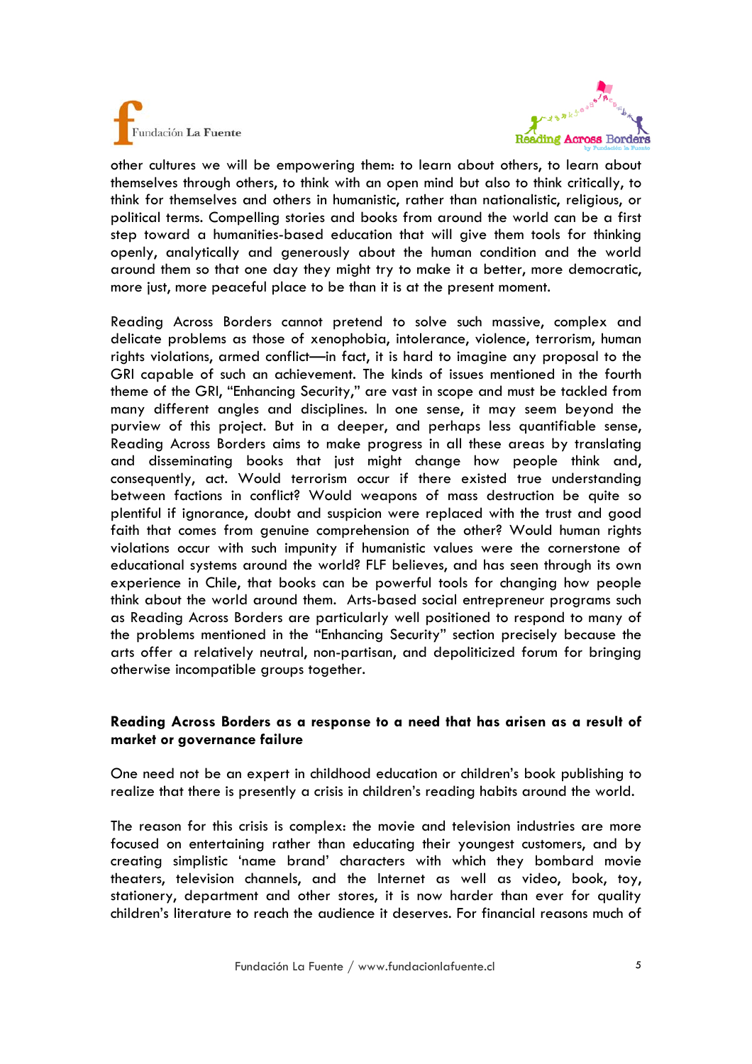other cultures we will be empowering them: to learn about others, to learn about themselves through others, to think with an open mind but also to think critically, to think for themselves and others in humanistic, rather than nationalistic, religious, or political terms. Compelling stories and books from around the world can be a first step toward a humanities-based education that will give them tools for thinking openly, analytically and generously about the human condition and the world around them so that one day they might try to make it a better, more democratic, more just, more peaceful place to be than it is at the present moment.

Reading Across Borders cannot pretend to solve such massive, complex and delicate problems as those of xenophobia, intolerance, violence, terrorism, human rights violations, armed conflict—in fact, it is hard to imagine any proposal to the GRI capable of such an achievement. The kinds of issues mentioned in the fourth theme of the GRI, "Enhancing Security," are vast in scope and must be tackled from many different angles and disciplines. In one sense, it may seem beyond the purview of this project. But in a deeper, and perhaps less quantifiable sense, Reading Across Borders aims to make progress in all these areas by translating and disseminating books that just might change how people think and, consequently, act. Would terrorism occur if there existed true understanding between factions in conflict? Would weapons of mass destruction be quite so plentiful if ignorance, doubt and suspicion were replaced with the trust and good faith that comes from genuine comprehension of the other? Would human rights violations occur with such impunity if humanistic values were the cornerstone of educational systems around the world? FLF believes, and has seen through its own experience in Chile, that books can be powerful tools for changing how people think about the world around them. Arts-based social entrepreneur programs such as Reading Across Borders are particularly well positioned to respond to many of the problems mentioned in the "Enhancing Security" section precisely because the arts offer a relatively neutral, non-partisan, and depoliticized forum for bringing otherwise incompatible groups together.

**Reading Across Borders as a response to a need that has arisen as a result of market or governance failure**

One need not be an expert in childhood education or children's book publishing to realize that there is presently a crisis in children's reading habits around the world.

The reason for this crisis is complex: the movie and television industries are more focused on entertaining rather than educating their youngest customers, and by creating simplistic 'name brand' characters with which they bombard movie theaters, television channels, and the Internet as well as video, book, toy, stationery, department and other stores, it is now harder than ever for quality children's literature to reach the audience it deserves. For financial reasons much of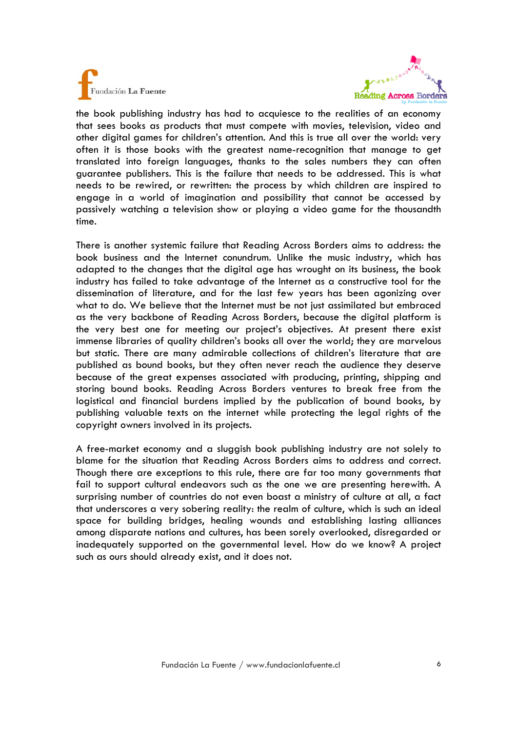the book publishing industry has had to acquiesce to the realities of an economy that sees books as products that must compete with movies, television, video and other digital games for children's attention. And this is true all over the world: very often it is those books with the greatest name-recognition that manage to get translated into foreign languages, thanks to the sales numbers they can often guarantee publishers. This is the failure that needs to be addressed. This is what needs to be rewired, or rewritten: the process by which children are inspired to engage in a world of imagination and possibility that cannot be accessed by passively watching a television show or playing a video game for the thousandth time.

There is another systemic failure that Reading Across Borders aims to address: the book business and the Internet conundrum. Unlike the music industry, which has adapted to the changes that the digital age has wrought on its business, the book industry has failed to take advantage of the Internet as a constructive tool for the dissemination of literature, and for the last few years has been agonizing over what to do. We believe that the Internet must be not just assimilated but embraced as the very backbone of Reading Across Borders, because the digital platform is the very best one for meeting our project's objectives. At present there exist immense libraries of quality children's books all over the world; they are marvelous but static. There are many admirable collections of children's literature that are published as bound books, but they often never reach the audience they deserve because of the great expenses associated with producing, printing, shipping and storing bound books. Reading Across Borders ventures to break free from the logistical and financial burdens implied by the publication of bound books, by publishing valuable texts on the internet while protecting the legal rights of the copyright owners involved in its projects.

A free-market economy and a sluggish book publishing industry are not solely to blame for the situation that Reading Across Borders aims to address and correct. Though there are exceptions to this rule, there are far too many governments that fail to support cultural endeavors such as the one we are presenting herewith. A surprising number of countries do not even boast a ministry of culture at all, a fact that underscores a very sobering reality: the realm of culture, which is such an ideal space for building bridges, healing wounds and establishing lasting alliances among disparate nations and cultures, has been sorely overlooked, disregarded or inadequately supported on the governmental level. How do we know? A project such as ours should already exist, and it does not.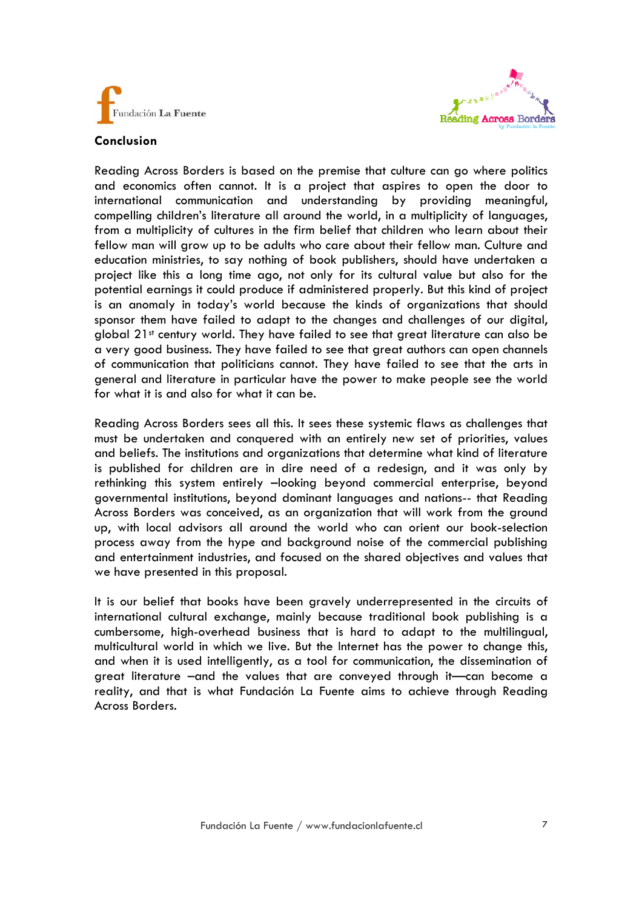## Conclusion

Reading Across Borders is based on the premise that culture can go where politics and economics often cannot. It is a project that aspires to open the door to international communication and understanding by providing meaningful, compelling children's literature all around the world, in a multiplicity of languages, from a multiplicity of cultures in the firm belief that children who learn about their fellow man will grow up to be adults who care about their fellow man. Culture and education ministries, to say nothing of book publishers, should have undertaken a project like this a long time ago, not only for its cultural value but also for the potential earnings it could produce if administered properly. But this kind of project is an anomaly in today's world because the kinds of organizations that should sponsor them have failed to adapt to the changes and challenges of our digital, global 21st century world. They have failed to see that great literature can also be a very good business. They have failed to see that great authors can open channels of communication that politicians cannot. They have failed to see that the arts in general and literature in particular have the power to make people see the world for what it is and also for what it can be.

Reading Across Borders sees all this. It sees these systemic flaws as challenges that must be undertaken and conquered with an entirely new set of priorities, values and beliefs. The institutions and organizations that determine what kind of literature is published for children are in dire need of a redesign, and it was only by rethinking this system entirely –looking beyond commercial enterprise, beyond governmental institutions, beyond dominant languages and nations-- that Reading Across Borders was conceived, as an organization that will work from the ground up, with local advisors all around the world who can orient our book-selection process away from the hype and background noise of the commercial publishing and entertainment industries, and focused on the shared objectives and values that we have presented in this proposal.

It is our belief that books have been gravely underrepresented in the circuits of international cultural exchange, mainly because traditional book publishing is a cumbersome, high-overhead business that is hard to adapt to the multilingual, multicultural world in which we live. But the Internet has the power to change this, and when it is used intelligently, as a tool for communication, the dissemination of great literature –and the values that are conveyed through it—can become a reality, and that is what Fundación La Fuente aims to achieve through Reading Across Borders.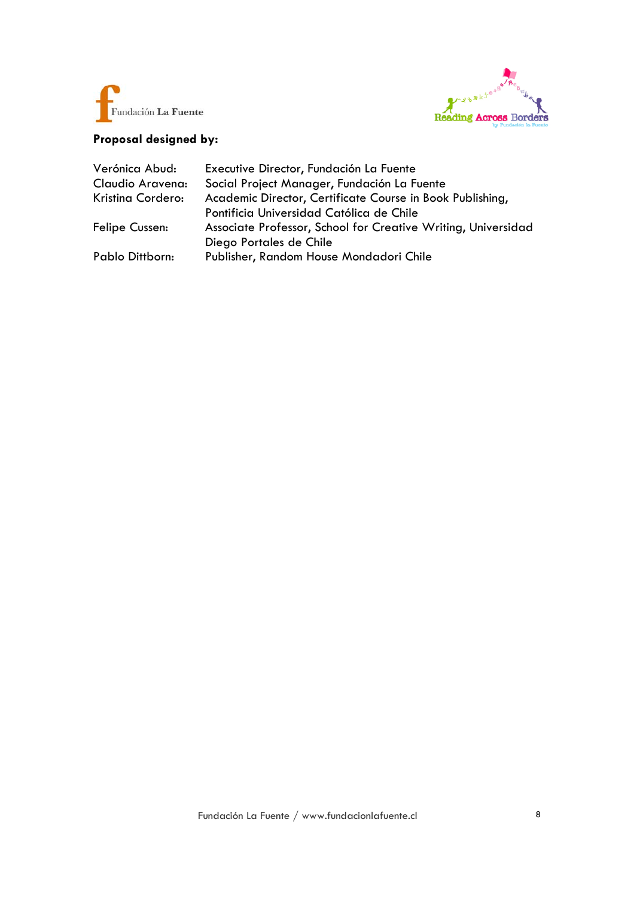**Proposal designed by:**

| | |
|---|---|
| Verónica Abud: | Executive Director, Fundación La Fuente |
| Claudio Aravena: | Social Project Manager, Fundación La Fuente |
| Kristina Cordero: | Academic Director, Certificate Course in Book Publishing, Pontificia Universidad Católica de Chile |
| Felipe Cussen: | Associate Professor, School for Creative Writing, Universidad Diego Portales de Chile |
| Pablo Dittborn: | Publisher, Random House Mondadori Chile |